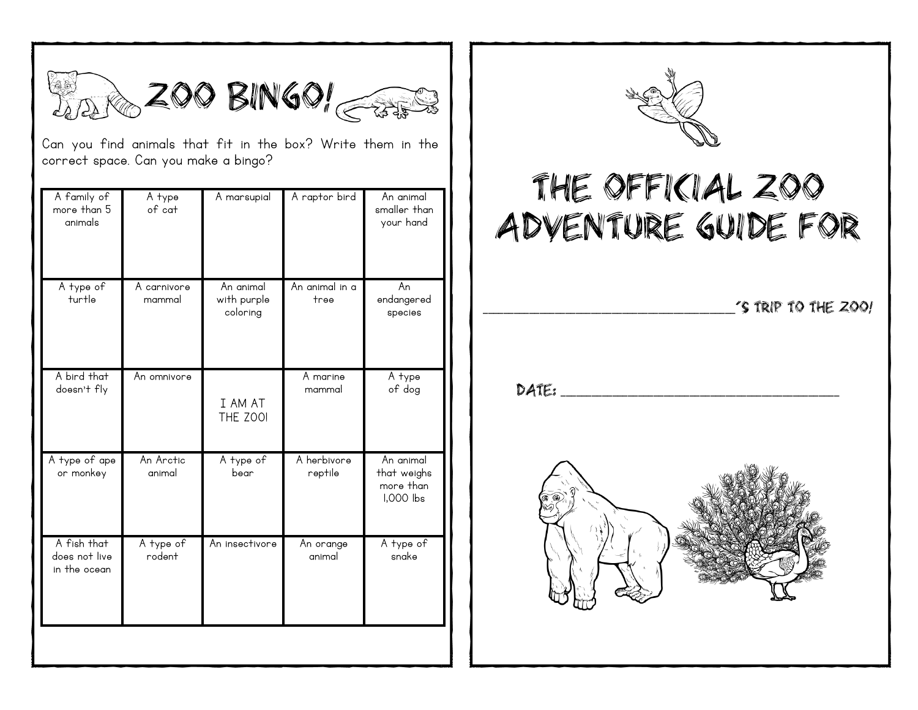# ZOO BINGO!

Can you find animals that fit in the box? Write them in the correct space. Can you make a bingo?

| A family of more than 5 animals | A type of cat | A marsupial | A raptor bird | An animal smaller than your hand |
|---|---|---|---|---|
| A type of turtle | A carnivore mammal | An animal with purple coloring | An animal in a tree | An endangered species |
| A bird that doesn't fly | An omnivore | I AM AT THE ZOO! | A marine mammal | A type of dog |
| A type of ape or monkey | An Arctic animal | A type of bear | A herbivore reptile | An animal that weighs more than 1,000 lbs |
| A fish that does not live in the ocean | A type of rodent | An insectivore | An orange animal | A type of snake |

# THE OFFICIAL ZOO ADVENTURE GUIDE FOR

_______________________________'S TRIP TO THE ZOO!

DATE: _______________________________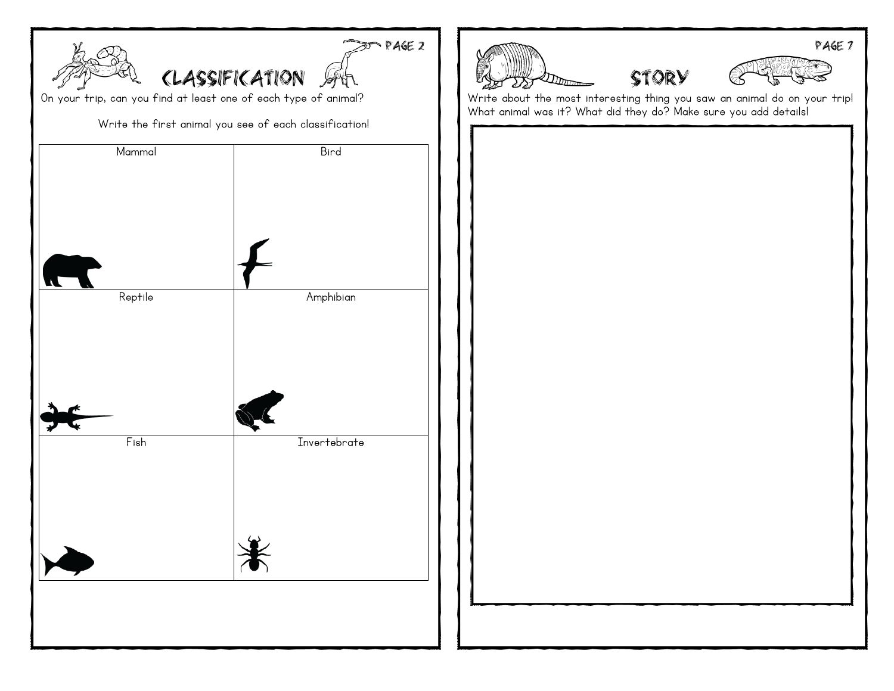# CLASSIFICATION

On your trip, can you find at least one of each type of animal?

Write the first animal you see of each classification!

| Mammal | Bird |
| --- | --- |
| Reptile | Amphibian |
| Fish | Invertebrate |

# STORY

Write about the most interesting thing you saw an animal do on your trip! What animal was it? What did they do? Make sure you add details!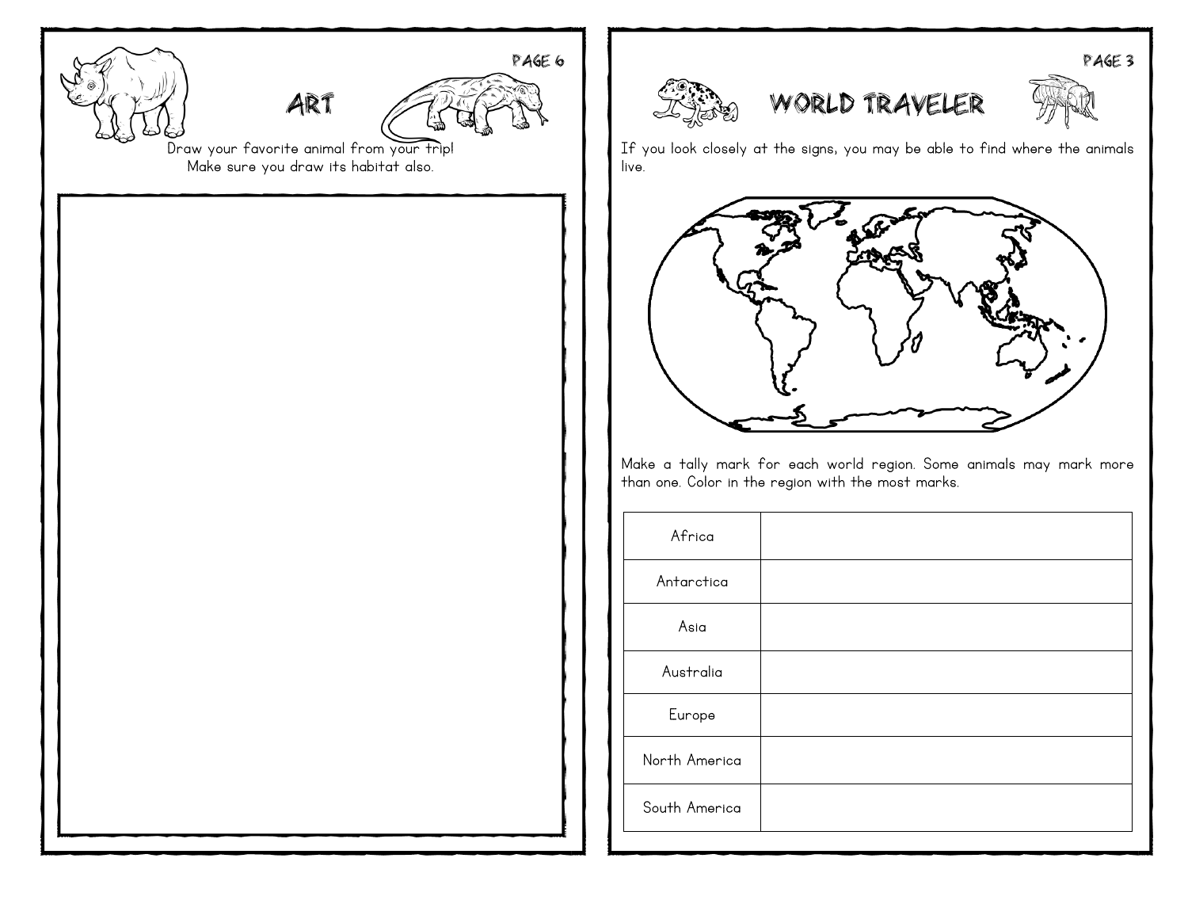## ART

Draw your favorite animal from your trip!
Make sure you draw its habitat also.

## WORLD TRAVELER

If you look closely at the signs, you may be able to find where the animals live.

Make a tally mark for each world region. Some animals may mark more than one. Color in the region with the most marks.

| Region | Tally |
| --- | --- |
| Africa | |
| Antarctica | |
| Asia | |
| Australia | |
| Europe | |
| North America | |
| South America | |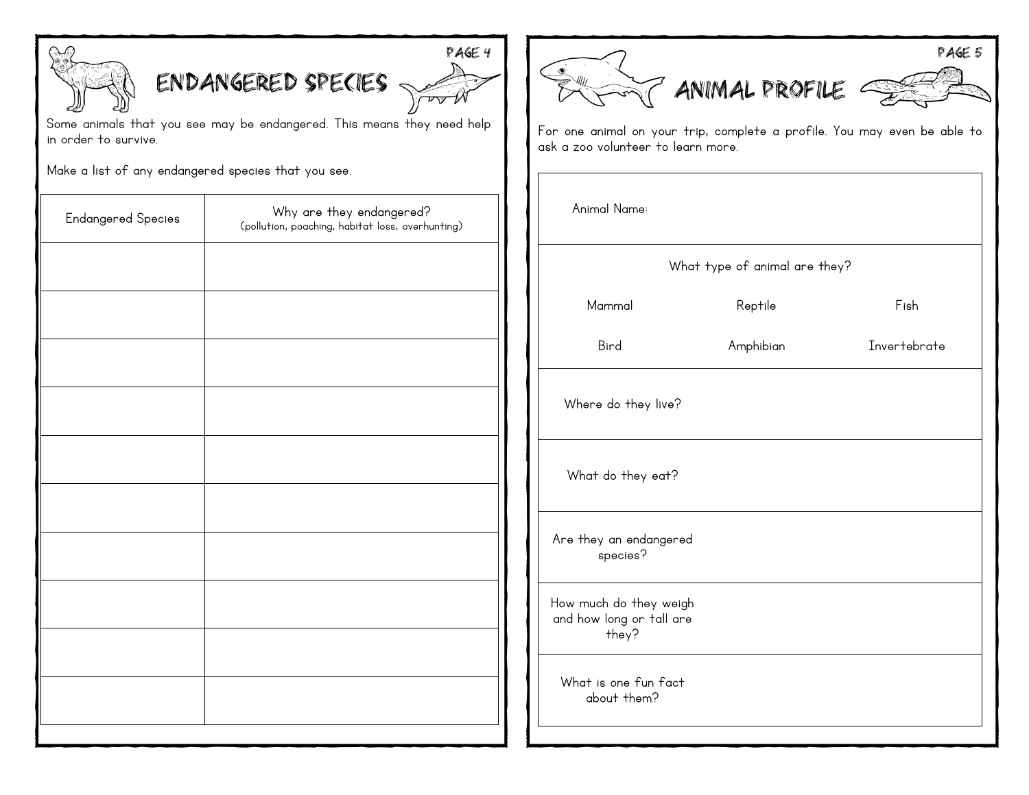# ENDANGERED SPECIES

Some animals that you see may be endangered. This means they need help in order to survive.

Make a list of any endangered species that you see.

| Endangered Species | Why are they endangered? (pollution, poaching, habitat loss, overhunting) |
| --- | --- |
| | |
| | |
| | |
| | |
| | |
| | |
| | |
| | |
| | |
| | |

# ANIMAL PROFILE

For one animal on your trip, complete a profile. You may even be able to ask a zoo volunteer to learn more.

| | |
| --- | --- |
| Animal Name: | |
| What type of animal are they? Mammal / Reptile / Fish / Bird / Amphibian / Invertebrate | |
| Where do they live? | |
| What do they eat? | |
| Are they an endangered species? | |
| How much do they weigh and how long or tall are they? | |
| What is one fun fact about them? | |